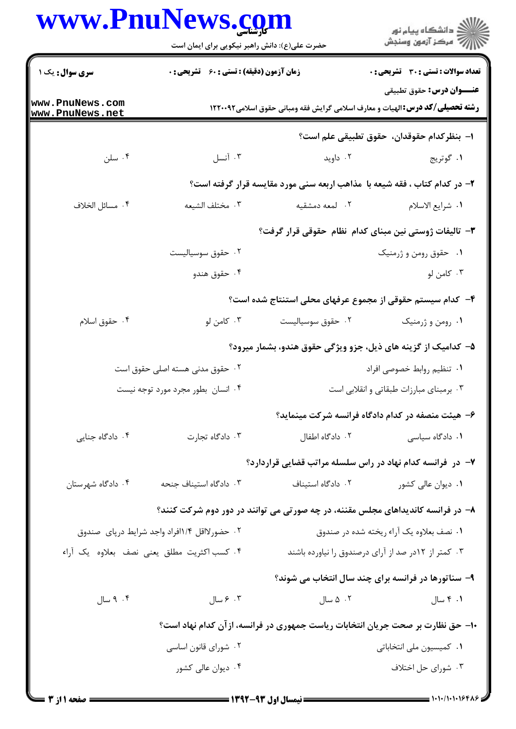**سری سوال:** یک ۱

**زمان آزمون (دقیقه) : تستی : ۶۰ تشریحی : ۰**

**تعداد سوالات : تستی : ۳۰ تشریحی : ۰**

**عنـــوان درس:** حقوق تطبیقی

**رشته تحصیلی/کد درس:** الهیات و معارف اسلامی گرایش فقه ومبانی حقوق اسلامی۱۲۲۰۰۹۲

۱- بنظرکدام حقوقدان، حقوق تطبیقی علم است؟

۱. گوتریج ۲. داوید ۳. آنسل ۴. سلن

۲- در کدام کتاب ، فقه شیعه با مذاهب اربعه سنی مورد مقایسه قرار گرفته است؟

۱. شرایع الاسلام ۲. لمعه دمشقیه ۳. مختلف الشیعه ۴. مسائل الخلاف

۳- تالیفات ژوستی نین مبنای کدام نظام حقوقی قرار گرفت؟

۱. حقوق رومن و ژرمنیک ۲. حقوق سوسیالیست ۳. کامن لو ۴. حقوق هندو

۴- کدام سیستم حقوقی از مجموع عرفهای محلی استنتاج شده است؟

۱. رومن و ژرمنیک ۲. حقوق سوسیالیست ۳. کامن لو ۴. حقوق اسلام

۵- کدامیک از گزینه های ذیل، جزو ویژگی حقوق هندو، بشمار میرود؟

۱. تنظیم روابط خصوصی افراد ۲. حقوق مدنی هسته اصلی حقوق است ۳. برمبنای مبارزات طبقاتی و انقلابی است ۴. انسان بطور مجرد مورد توجه نیست

۶- هیئت منصفه در کدام دادگاه فرانسه شرکت مینماید؟

۱. دادگاه سیاسی ۲. دادگاه اطفال ۳. دادگاه تجارت ۴. دادگاه جنایی

۷- در فرانسه کدام نهاد در راس سلسله مراتب قضایی قراردارد؟

۱. دیوان عالی کشور ۲. دادگاه استیناف ۳. دادگاه استیناف جنحه ۴. دادگاه شهرستان

۸- در فرانسه کاندیداهای مجلس مقننه، در چه صورتی می توانند در دور دوم شرکت کنند؟

۱. نصف بعلاوه یک آراء ریخته شده در صندوق ۲. حضورلااقل ۱/۴افراد واجد شرایط درپای صندوق ۳. کمتر از ۱۲در صد از آرای درصندوق را نیاورده باشند ۴. کسب اکثریت مطلق یعنی نصف بعلاوه یک آراء

۹- سناتورها در فرانسه برای چند سال انتخاب می شوند؟

۱. ۴ سال ۲. ۵ سال ۳. ۶ سال ۴. ۹ سال

۱۰- حق نظارت بر صحت جریان انتخابات ریاست جمهوری در فرانسه، ازآن کدام نهاد است؟

۱. کمیسیون ملی انتخاباتی ۲. شورای قانون اساسی ۳. شورای حل اختلاف ۴. دیوان عالی کشور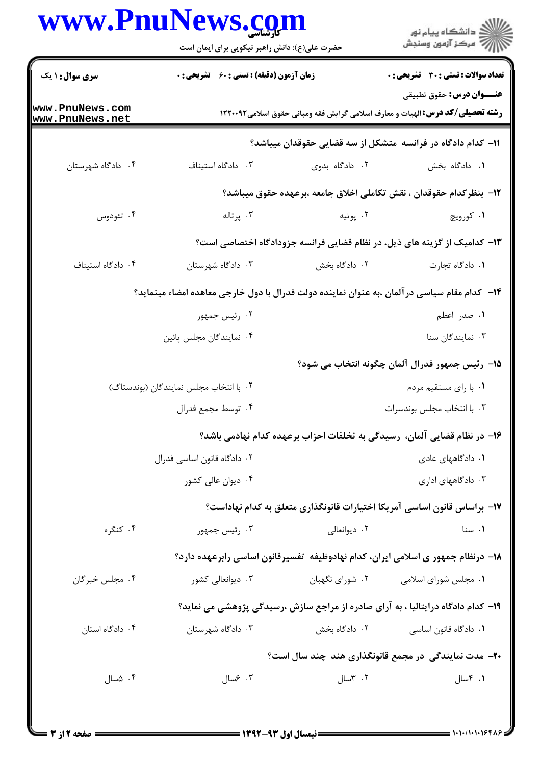**سری سوال:** ۱ یک | **زمان آزمون (دقیقه) : تستی :** ۶۰ **تشریحی :** ۰ | **تعداد سوالات : تستی :** ۳۰ **تشریحی :** ۰

**عنـــوان درس:** حقوق تطبیقی

**رشته تحصیلی/کد درس:** الهیات و معارف اسلامی گرایش فقه ومبانی حقوق اسلامی۱۲۲۰۰۹۲

**۱۱- کدام دادگاه در فرانسه متشکل از سه قضایی حقوقدان میباشد؟**

۱. دادگاه بخش
۲. دادگاه بدوی
۳. دادگاه استیناف
۴. دادگاه شهرستان

**۱۲- بنظرکدام حقوقدان ، نقش تکاملی اخلاق جامعه ،برعهده حقوق میباشد؟**

۱. کورویچ
۲. پوتیه
۳. پرتاله
۴. تئودوس

**۱۳- کدامیک از گزینه های ذیل، در نظام قضایی فرانسه جزودادگاه اختصاصی است؟**

۱. دادگاه تجارت
۲. دادگاه بخش
۳. دادگاه شهرستان
۴. دادگاه استیناف

**۱۴- کدام مقام سیاسی درآلمان ،به عنوان نماینده دولت فدرال با دول خارجی معاهده امضاء مینماید؟**

۱. صدر اعظم
۲. رئیس جمهور
۳. نمایندگان سنا
۴. نمایندگان مجلس پائین

**۱۵- رئیس جمهور فدرال آلمان چگونه انتخاب می شود؟**

۱. با رای مستقیم مردم
۲. با انتخاب مجلس نمایندگان (بوندستاگ)
۳. با انتخاب مجلس بوندسرات
۴. توسط مجمع فدرال

**۱۶- در نظام قضایی آلمان، رسیدگی به تخلفات احزاب برعهده کدام نهادمی باشد؟**

۱. دادگاههای عادی
۲. دادگاه قانون اساسی فدرال
۳. دادگاههای اداری
۴. دیوان عالی کشور

**۱۷- براساس قانون اساسی آمریکا اختیارات قانونگذاری متعلق به کدام نهاداست؟**

۱. سنا
۲. دیوانعالی
۳. رئیس جمهور
۴. کنگره

**۱۸- درنظام جمهور ی اسلامی ایران، کدام نهادوظیفه تفسیرقانون اساسی رابرعهده دارد؟**

۱. مجلس شورای اسلامی
۲. شورای نگهبان
۳. دیوانعالی کشور
۴. مجلس خبرگان

**۱۹- کدام دادگاه درایتالیا ، به آرای صادره از مراجع سازش ،رسیدگی پژوهشی می نماید؟**

۱. دادگاه قانون اساسی
۲. دادگاه بخش
۳. دادگاه شهرستان
۴. دادگاه استان

**۲۰- مدت نمایندگی در مجمع قانونگذاری هند چند سال است؟**

۱. ۴سال
۲. ۳سال
۳. ۶سال
۴. ۵سال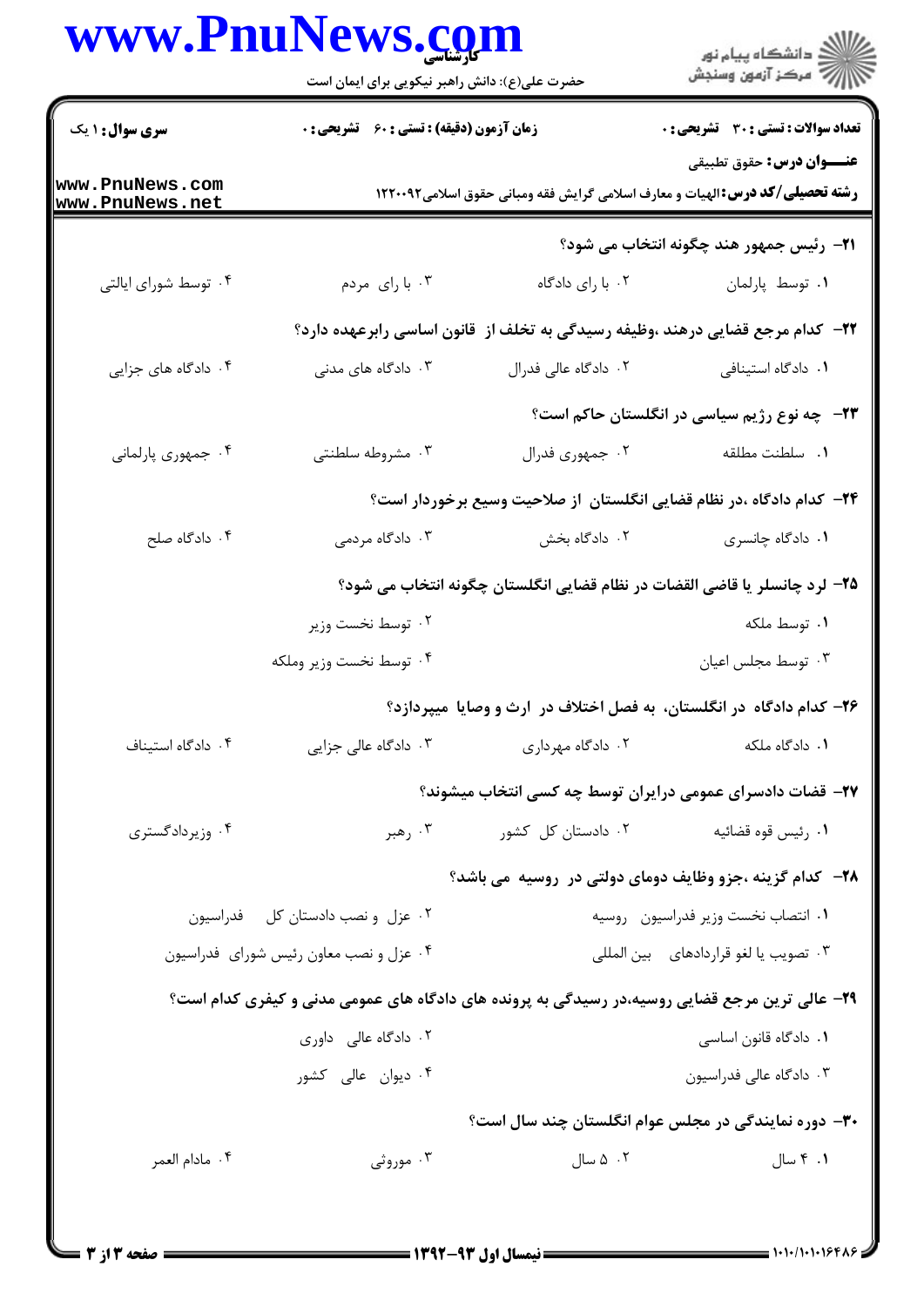**سری سوال:** ۱ یک | **زمان آزمون (دقیقه) : تستی :** ۶۰ **تشریحی :** ۰ | **تعداد سوالات : تستی :** ۳۰ **تشریحی :** ۰

**عنـــوان درس:** حقوق تطبیقی

**رشته تحصیلی/کد درس:** الهیات و معارف اسلامی گرایش فقه ومبانی حقوق اسلامی۱۲۲۰۰۹۲

۲۱- رئیس جمهور هند چگونه انتخاب می شود؟

۱. توسط پارلمان
۲. با رای دادگاه
۳. با رای مردم
۴. توسط شورای ایالتی

۲۲- کدام مرجع قضایی درهند ،وظیفه رسیدگی به تخلف از قانون اساسی رابرعهده دارد؟

۱. دادگاه استینافی
۲. دادگاه عالی فدرال
۳. دادگاه های مدنی
۴. دادگاه های جزایی

۲۳- چه نوع رژیم سیاسی در انگلستان حاکم است؟

۱. سلطنت مطلقه
۲. جمهوری فدرال
۳. مشروطه سلطنتی
۴. جمهوری پارلمانی

۲۴- کدام دادگاه ،در نظام قضایی انگلستان از صلاحیت وسیع برخوردار است؟

۱. دادگاه چانسری
۲. دادگاه بخش
۳. دادگاه مردمی
۴. دادگاه صلح

۲۵- لرد چانسلر یا قاضی القضات در نظام قضایی انگلستان چگونه انتخاب می شود؟

۱. توسط ملکه
۲. توسط نخست وزیر
۳. توسط مجلس اعیان
۴. توسط نخست وزیر وملکه

۲۶- کدام دادگاه در انگلستان، به فصل اختلاف در ارث و وصایا میپردازد؟

۱. دادگاه ملکه
۲. دادگاه مهرداری
۳. دادگاه عالی جزایی
۴. دادگاه استیناف

۲۷- قضات دادسرای عمومی درایران توسط چه کسی انتخاب میشوند؟

۱. رئیس قوه قضائیه
۲. دادستان کل کشور
۳. رهبر
۴. وزیردادگستری

۲۸- کدام گزینه ،جزو وظایف دومای دولتی در روسیه می باشد؟

۱. انتصاب نخست وزیر فدراسیون روسیه
۲. عزل و نصب دادستان کل فدراسیون
۳. تصویب یا لغو قراردادهای بین المللی
۴. عزل و نصب معاون رئیس شورای فدراسیون

۲۹- عالی ترین مرجع قضایی روسیه،در رسیدگی به پرونده های دادگاه های عمومی مدنی و کیفری کدام است؟

۱. دادگاه قانون اساسی
۲. دادگاه عالی داوری
۳. دادگاه عالی فدراسیون
۴. دیوان عالی کشور

۳۰- دوره نمایندگی در مجلس عوام انگلستان چند سال است؟

۱. ۴ سال
۲. ۵ سال
۳. موروثی
۴. مادام العمر